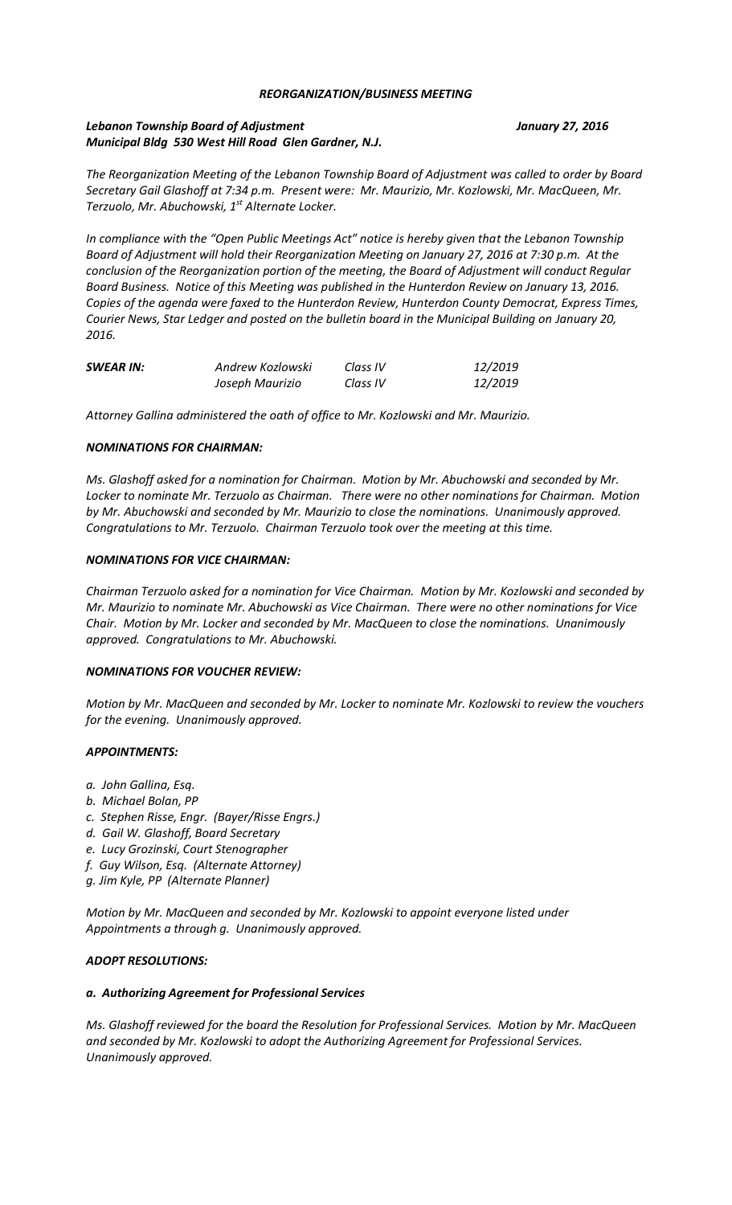***REORGANIZATION/BUSINESS MEETING***

***Lebanon Township Board of Adjustment*** ***January 27, 2016***
***Municipal Bldg 530 West Hill Road Glen Gardner, N.J.***

*The Reorganization Meeting of the Lebanon Township Board of Adjustment was called to order by Board Secretary Gail Glashoff at 7:34 p.m. Present were: Mr. Maurizio, Mr. Kozlowski, Mr. MacQueen, Mr. Terzuolo, Mr. Abuchowski, 1st Alternate Locker.*

*In compliance with the "Open Public Meetings Act" notice is hereby given that the Lebanon Township Board of Adjustment will hold their Reorganization Meeting on January 27, 2016 at 7:30 p.m. At the conclusion of the Reorganization portion of the meeting, the Board of Adjustment will conduct Regular Board Business. Notice of this Meeting was published in the Hunterdon Review on January 13, 2016. Copies of the agenda were faxed to the Hunterdon Review, Hunterdon County Democrat, Express Times, Courier News, Star Ledger and posted on the bulletin board in the Municipal Building on January 20, 2016.*

| ***SWEAR IN:*** | *Andrew Kozlowski* | *Class IV* | *12/2019* |
|---|---|---|---|
| | *Joseph Maurizio* | *Class IV* | *12/2019* |

*Attorney Gallina administered the oath of office to Mr. Kozlowski and Mr. Maurizio.*

***NOMINATIONS FOR CHAIRMAN:***

*Ms. Glashoff asked for a nomination for Chairman. Motion by Mr. Abuchowski and seconded by Mr. Locker to nominate Mr. Terzuolo as Chairman. There were no other nominations for Chairman. Motion by Mr. Abuchowski and seconded by Mr. Maurizio to close the nominations. Unanimously approved. Congratulations to Mr. Terzuolo. Chairman Terzuolo took over the meeting at this time.*

***NOMINATIONS FOR VICE CHAIRMAN:***

*Chairman Terzuolo asked for a nomination for Vice Chairman. Motion by Mr. Kozlowski and seconded by Mr. Maurizio to nominate Mr. Abuchowski as Vice Chairman. There were no other nominations for Vice Chair. Motion by Mr. Locker and seconded by Mr. MacQueen to close the nominations. Unanimously approved. Congratulations to Mr. Abuchowski.*

***NOMINATIONS FOR VOUCHER REVIEW:***

*Motion by Mr. MacQueen and seconded by Mr. Locker to nominate Mr. Kozlowski to review the vouchers for the evening. Unanimously approved.*

***APPOINTMENTS:***

*a. John Gallina, Esq.*
*b. Michael Bolan, PP*
*c. Stephen Risse, Engr. (Bayer/Risse Engrs.)*
*d. Gail W. Glashoff, Board Secretary*
*e. Lucy Grozinski, Court Stenographer*
*f. Guy Wilson, Esq. (Alternate Attorney)*
*g. Jim Kyle, PP (Alternate Planner)*

*Motion by Mr. MacQueen and seconded by Mr. Kozlowski to appoint everyone listed under Appointments a through g. Unanimously approved.*

***ADOPT RESOLUTIONS:***

***a. Authorizing Agreement for Professional Services***

*Ms. Glashoff reviewed for the board the Resolution for Professional Services. Motion by Mr. MacQueen and seconded by Mr. Kozlowski to adopt the Authorizing Agreement for Professional Services. Unanimously approved.*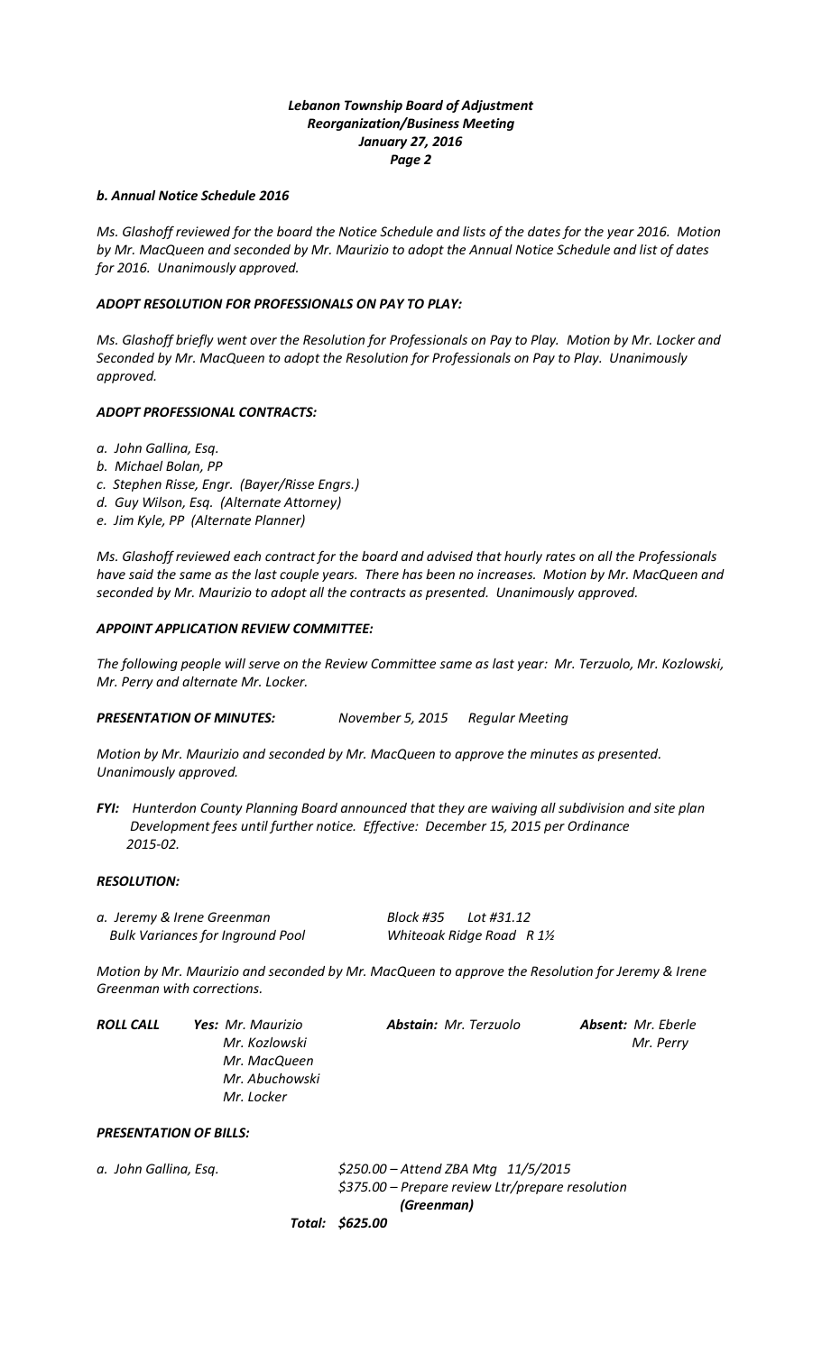### b. Annual Notice Schedule 2016

*Ms. Glashoff reviewed for the board the Notice Schedule and lists of the dates for the year 2016. Motion by Mr. MacQueen and seconded by Mr. Maurizio to adopt the Annual Notice Schedule and list of dates for 2016. Unanimously approved.*

### ADOPT RESOLUTION FOR PROFESSIONALS ON PAY TO PLAY:

*Ms. Glashoff briefly went over the Resolution for Professionals on Pay to Play. Motion by Mr. Locker and Seconded by Mr. MacQueen to adopt the Resolution for Professionals on Pay to Play. Unanimously approved.*

### ADOPT PROFESSIONAL CONTRACTS:

*a. John Gallina, Esq.*
*b. Michael Bolan, PP*
*c. Stephen Risse, Engr. (Bayer/Risse Engrs.)*
*d. Guy Wilson, Esq. (Alternate Attorney)*
*e. Jim Kyle, PP (Alternate Planner)*

*Ms. Glashoff reviewed each contract for the board and advised that hourly rates on all the Professionals have said the same as the last couple years. There has been no increases. Motion by Mr. MacQueen and seconded by Mr. Maurizio to adopt all the contracts as presented. Unanimously approved.*

### APPOINT APPLICATION REVIEW COMMITTEE:

*The following people will serve on the Review Committee same as last year: Mr. Terzuolo, Mr. Kozlowski, Mr. Perry and alternate Mr. Locker.*

***PRESENTATION OF MINUTES:*** *November 5, 2015 Regular Meeting*

*Motion by Mr. Maurizio and seconded by Mr. MacQueen to approve the minutes as presented. Unanimously approved.*

***FYI:*** *Hunterdon County Planning Board announced that they are waiving all subdivision and site plan Development fees until further notice. Effective: December 15, 2015 per Ordinance 2015-02.*

### RESOLUTION:

*a. Jeremy & Irene Greenman* — *Block #35 Lot #31.12*
*Bulk Variances for Inground Pool* — *Whiteoak Ridge Road R 1½*

*Motion by Mr. Maurizio and seconded by Mr. MacQueen to approve the Resolution for Jeremy & Irene Greenman with corrections.*

| ***ROLL CALL*** | ***Yes:*** | ***Abstain:*** | ***Absent:*** |
|---|---|---|---|
| | *Mr. Maurizio* | *Mr. Terzuolo* | *Mr. Eberle* |
| | *Mr. Kozlowski* | | *Mr. Perry* |
| | *Mr. MacQueen* | | |
| | *Mr. Abuchowski* | | |
| | *Mr. Locker* | | |

### PRESENTATION OF BILLS:

*a. John Gallina, Esq.*
*$250.00 – Attend ZBA Mtg 11/5/2015*
*$375.00 – Prepare review Ltr/prepare resolution* ***(Greenman)***
***Total: $625.00***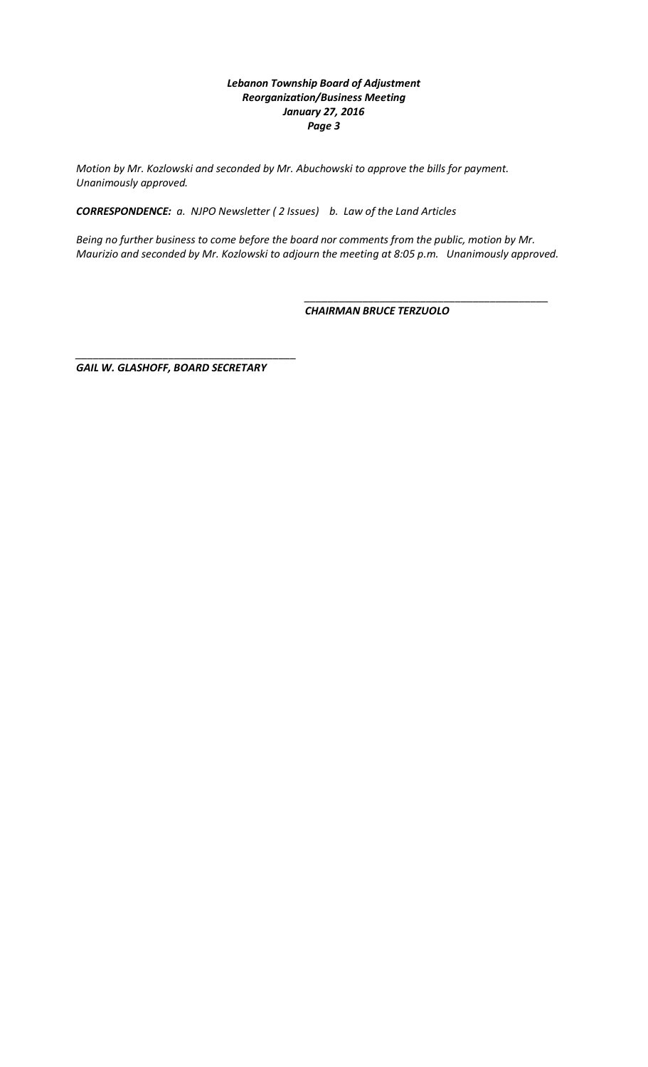*Motion by Mr. Kozlowski and seconded by Mr. Abuchowski to approve the bills for payment. Unanimously approved.*

***CORRESPONDENCE:*** *a. NJPO Newsletter ( 2 Issues) b. Law of the Land Articles*

*Being no further business to come before the board nor comments from the public, motion by Mr. Maurizio and seconded by Mr. Kozlowski to adjourn the meeting at 8:05 p.m. Unanimously approved.*

\_\_\_\_\_\_\_\_\_\_\_\_\_\_\_\_\_\_\_\_\_\_\_\_\_\_\_\_\_\_\_\_\_\_\_\_\_\_\_\_\_\_

***CHAIRMAN BRUCE TERZUOLO***

\_\_\_\_\_\_\_\_\_\_\_\_\_\_\_\_\_\_\_\_\_\_\_\_\_\_\_\_\_\_\_\_\_\_\_\_\_\_\_\_

***GAIL W. GLASHOFF, BOARD SECRETARY***